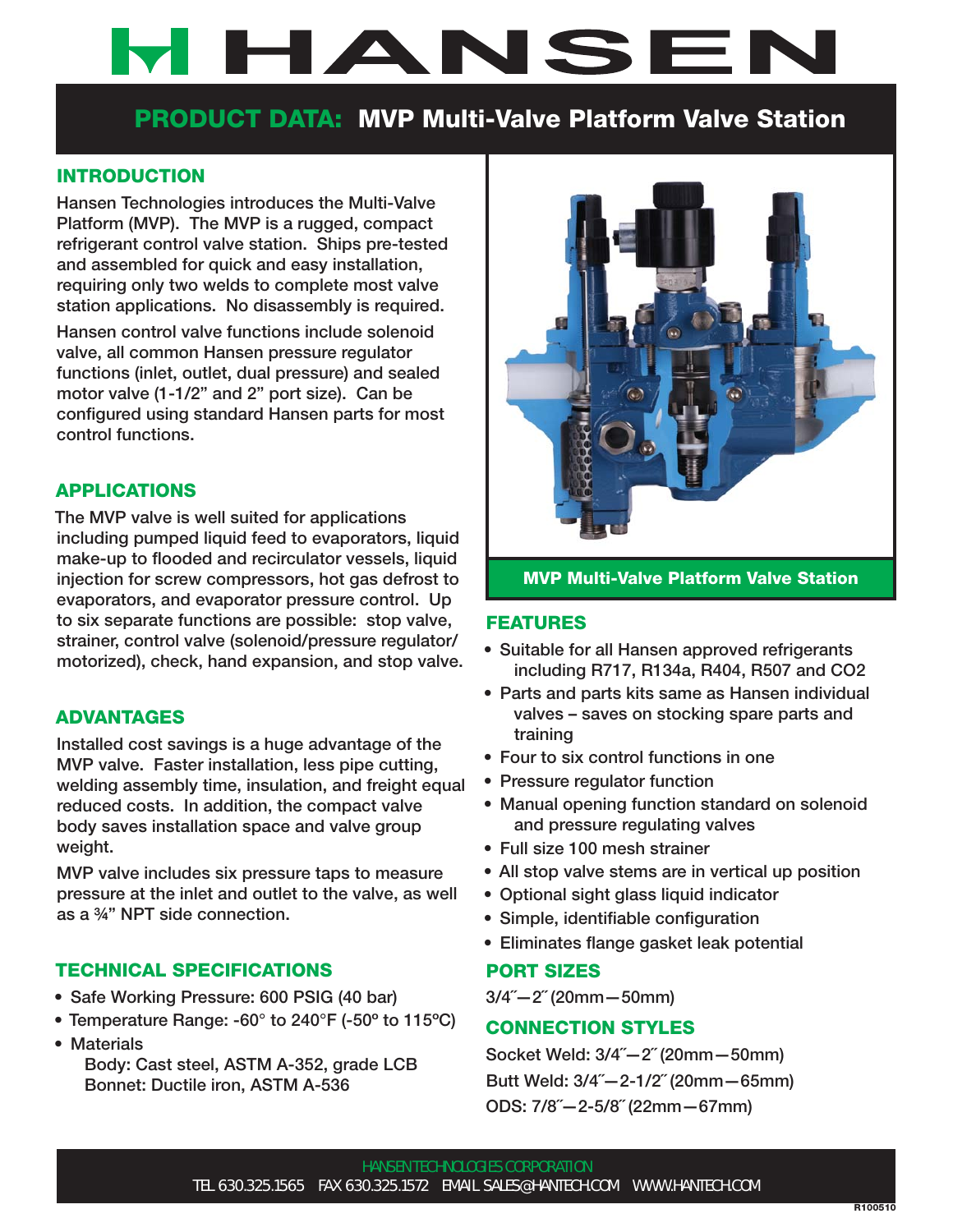# HANSEN

## PRODUCT DATA: MVP Multi-Valve Platform Valve Station

### INTRODUCTION

Hansen Technologies introduces the Multi-Valve Platform (MVP). The MVP is a rugged, compact refrigerant control valve station. Ships pre-tested and assembled for quick and easy installation, requiring only two welds to complete most valve station applications. No disassembly is required.

Hansen control valve functions include solenoid valve, all common Hansen pressure regulator functions (inlet, outlet, dual pressure) and sealed motor valve (1-1/2" and 2" port size). Can be configured using standard Hansen parts for most control functions.

### APPLICATIONS

The MVP valve is well suited for applications including pumped liquid feed to evaporators, liquid make-up to flooded and recirculator vessels, liquid injection for screw compressors, hot gas defrost to evaporators, and evaporator pressure control. Up to six separate functions are possible: stop valve, strainer, control valve (solenoid/pressure regulator/ motorized), check, hand expansion, and stop valve.

### ADVANTAGES

Installed cost savings is a huge advantage of the MVP valve. Faster installation, less pipe cutting, welding assembly time, insulation, and freight equal reduced costs. In addition, the compact valve body saves installation space and valve group weight.

MVP valve includes six pressure taps to measure pressure at the inlet and outlet to the valve, as well as a ¾" NPT side connection.

### TECHNICAL SPECIFICATIONS

- Safe Working Pressure: 600 PSIG (40 bar)
- Temperature Range: -60° to 240°F (-50º to 115ºC)
- Materials
  - Body: Cast steel, ASTM A-352, grade LCB
  - Bonnet: Ductile iron, ASTM A-536

MVP Multi-Valve Platform Valve Station

### FEATURES

- Suitable for all Hansen approved refrigerants including R717, R134a, R404, R507 and $CO_2$
- Parts and parts kits same as Hansen individual valves – saves on stocking spare parts and training
- Four to six control functions in one
- Pressure regulator function
- Manual opening function standard on solenoid and pressure regulating valves
- Full size 100 mesh strainer
- All stop valve stems are in vertical up position
- Optional sight glass liquid indicator
- Simple, identifiable configuration
- Eliminates flange gasket leak potential

### PORT SIZES

3/4˝—2˝ (20mm—50mm)

### CONNECTION STYLES

Socket Weld: 3/4˝—2˝ (20mm—50mm)
Butt Weld: 3/4˝—2-1/2˝ (20mm—65mm)
ODS: 7/8˝—2-5/8˝ (22mm—67mm)

HANSEN TECHNOLOGIES CORPORATION
TEL 630.325.1565 FAX 630.325.1572 EMAIL SALES@HANTECH.COM WWW.HANTECH.COM

R100510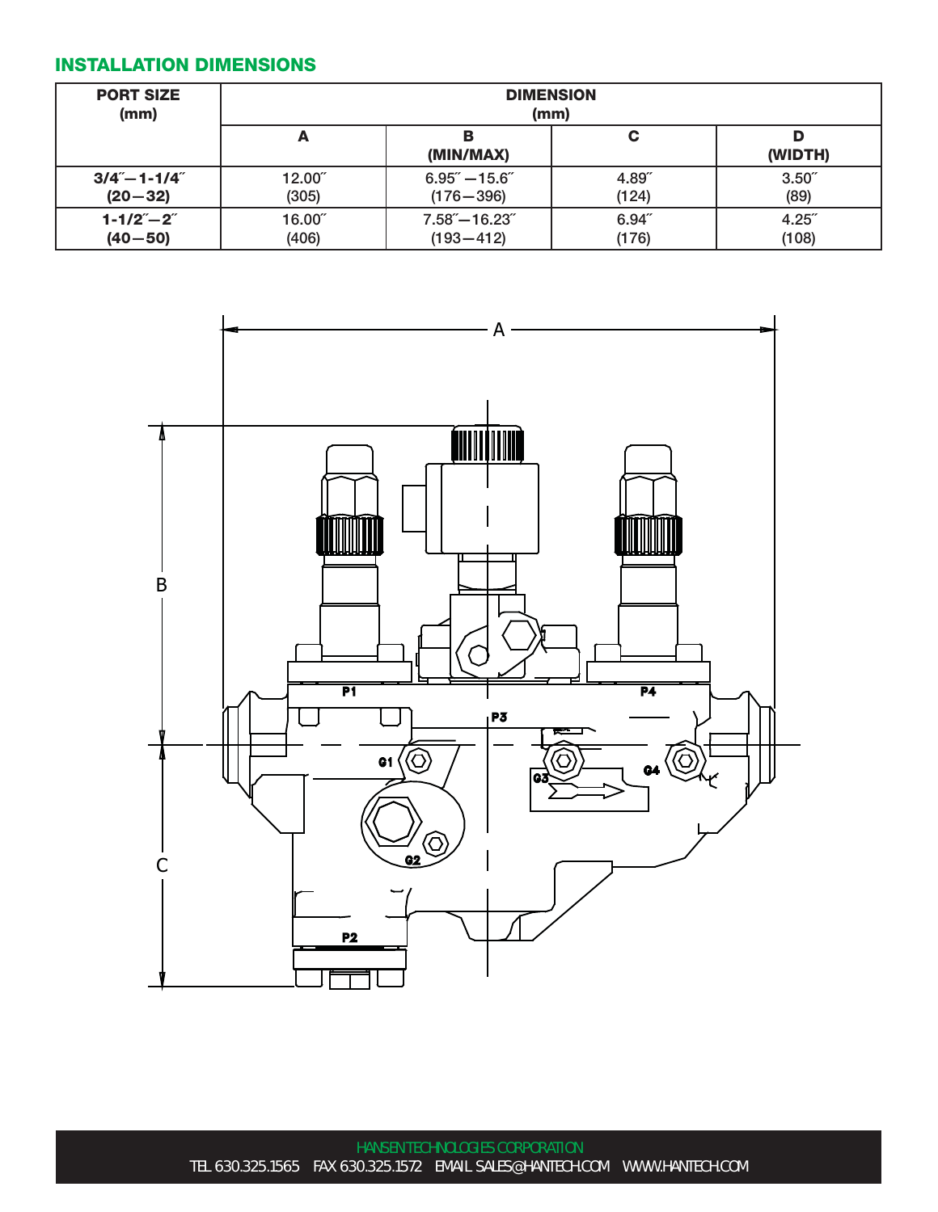## INSTALLATION DIMENSIONS

| PORT SIZE (mm) | DIMENSION (mm) | | | |
|---|---|---|---|---|
| | A | B (MIN/MAX) | C | D (WIDTH) |
| **3/4″—1-1/4″ (20—32)** | 12.00″ (305) | 6.95″ —15.6″ (176—396) | 4.89″ (124) | 3.50″ (89) |
| **1-1/2″—2″ (40—50)** | 16.00″ (406) | 7.58″—16.23″ (193—412) | 6.94″ (176) | 4.25″ (108) |

A

B

C

P1

P4

P3

G1

G3

G4

G2

P2

HANSEN TECHNOLOGIES CORPORATION

TEL 630.325.1565 FAX 630.325.1572 EMAIL SALES@HANTECH.COM WWW.HANTECH.COM